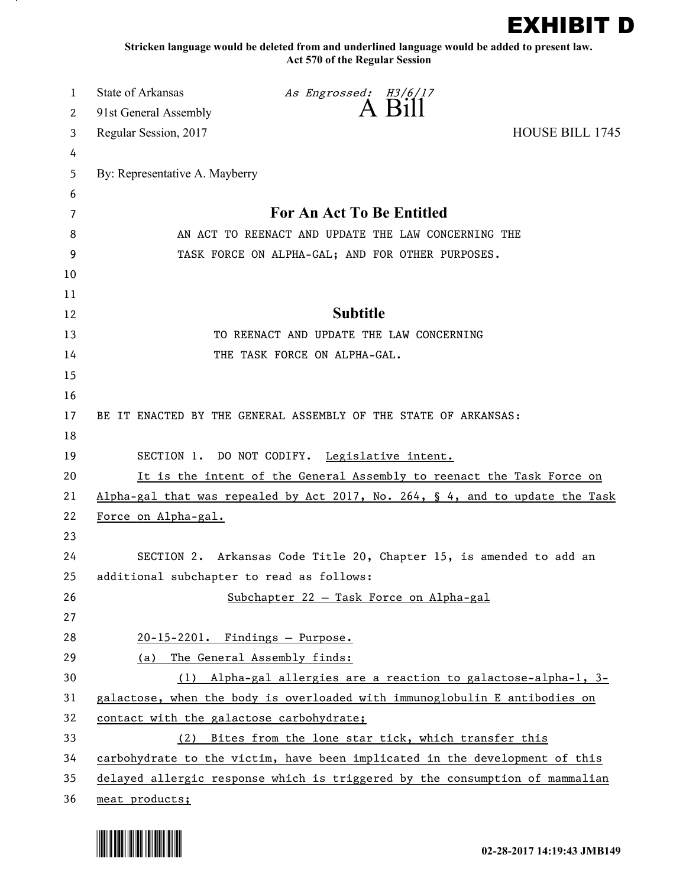# EXHIBIT D

**Stricken language would be deleted from and underlined language would be added to present law.**
**Act 570 of the Regular Session**

State of Arkansas *As Engrossed: H3/6/17*
91st General Assembly **A Bill**
Regular Session, 2017 HOUSE BILL 1745

By: Representative A. Mayberry

## For An Act To Be Entitled

AN ACT TO REENACT AND UPDATE THE LAW CONCERNING THE TASK FORCE ON ALPHA-GAL; AND FOR OTHER PURPOSES.

## Subtitle

TO REENACT AND UPDATE THE LAW CONCERNING THE TASK FORCE ON ALPHA-GAL.

BE IT ENACTED BY THE GENERAL ASSEMBLY OF THE STATE OF ARKANSAS:

SECTION 1. DO NOT CODIFY. Legislative intent.

It is the intent of the General Assembly to reenact the Task Force on Alpha-gal that was repealed by Act 2017, No. 264, § 4, and to update the Task Force on Alpha-gal.

SECTION 2. Arkansas Code Title 20, Chapter 15, is amended to add an additional subchapter to read as follows:

Subchapter 22 — Task Force on Alpha-gal

20-15-2201. Findings — Purpose.

(a) The General Assembly finds:

(1) Alpha-gal allergies are a reaction to galactose-alpha-1, 3-galactose, when the body is overloaded with immunoglobulin E antibodies on contact with the galactose carbohydrate;

(2) Bites from the lone star tick, which transfer this carbohydrate to the victim, have been implicated in the development of this delayed allergic response which is triggered by the consumption of mammalian meat products;

02-28-2017 14:19:43 JMB149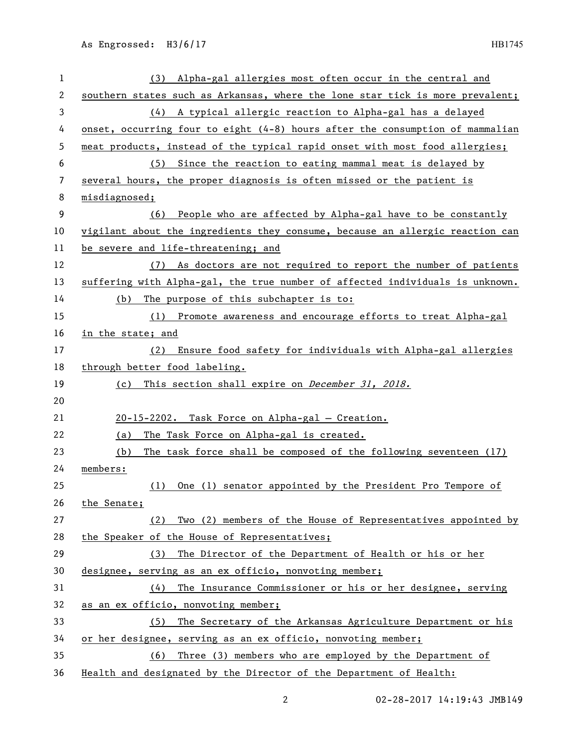(3) Alpha-gal allergies most often occur in the central and southern states such as Arkansas, where the lone star tick is more prevalent;

(4) A typical allergic reaction to Alpha-gal has a delayed onset, occurring four to eight (4-8) hours after the consumption of mammalian meat products, instead of the typical rapid onset with most food allergies;

(5) Since the reaction to eating mammal meat is delayed by several hours, the proper diagnosis is often missed or the patient is misdiagnosed;

(6) People who are affected by Alpha-gal have to be constantly vigilant about the ingredients they consume, because an allergic reaction can be severe and life-threatening; and

(7) As doctors are not required to report the number of patients suffering with Alpha-gal, the true number of affected individuals is unknown.

(b) The purpose of this subchapter is to:

(1) Promote awareness and encourage efforts to treat Alpha-gal in the state; and

(2) Ensure food safety for individuals with Alpha-gal allergies through better food labeling.

(c) This section shall expire on *December 31, 2018.*

20-15-2202. Task Force on Alpha-gal — Creation.

(a) The Task Force on Alpha-gal is created.

(b) The task force shall be composed of the following seventeen (17) members:

(1) One (1) senator appointed by the President Pro Tempore of the Senate;

(2) Two (2) members of the House of Representatives appointed by the Speaker of the House of Representatives;

(3) The Director of the Department of Health or his or her designee, serving as an ex officio, nonvoting member;

(4) The Insurance Commissioner or his or her designee, serving as an ex officio, nonvoting member;

(5) The Secretary of the Arkansas Agriculture Department or his or her designee, serving as an ex officio, nonvoting member;

(6) Three (3) members who are employed by the Department of Health and designated by the Director of the Department of Health: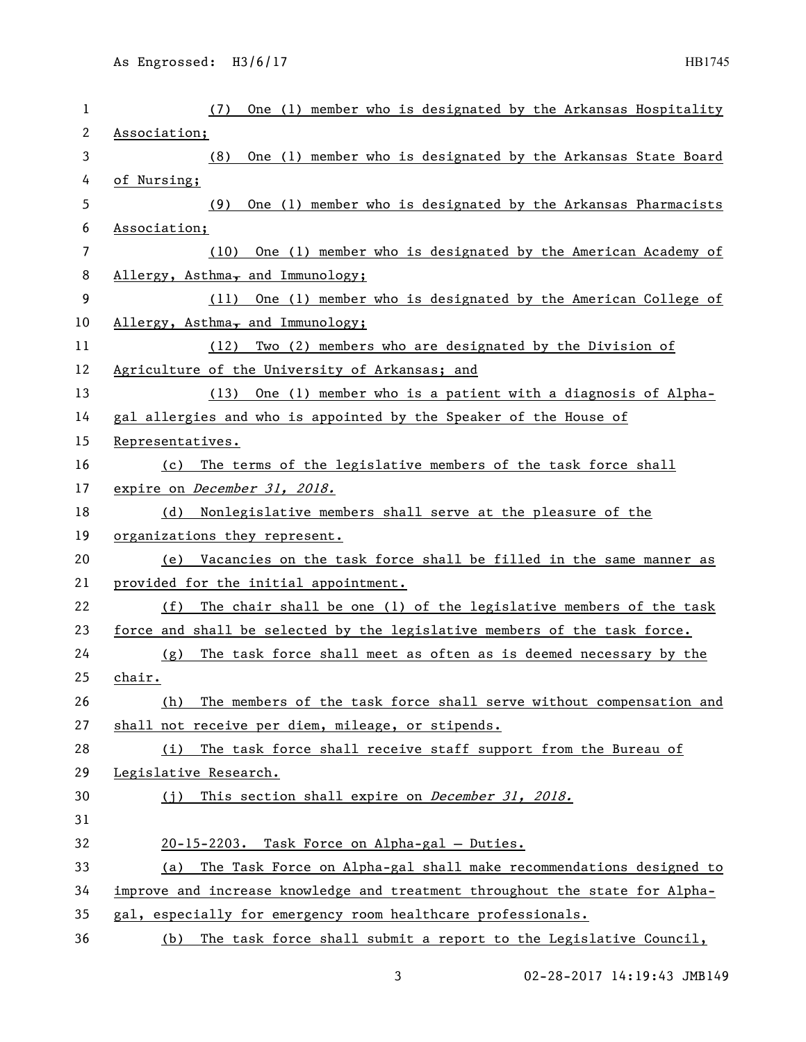(7) One (1) member who is designated by the Arkansas Hospitality Association;

(8) One (1) member who is designated by the Arkansas State Board of Nursing;

(9) One (1) member who is designated by the Arkansas Pharmacists Association;

(10) One (1) member who is designated by the American Academy of Allergy, Asthma, and Immunology;

(11) One (1) member who is designated by the American College of Allergy, Asthma, and Immunology;

(12) Two (2) members who are designated by the Division of Agriculture of the University of Arkansas; and

(13) One (1) member who is a patient with a diagnosis of Alpha-gal allergies and who is appointed by the Speaker of the House of Representatives.

(c) The terms of the legislative members of the task force shall expire on *December 31, 2018.*

(d) Nonlegislative members shall serve at the pleasure of the organizations they represent.

(e) Vacancies on the task force shall be filled in the same manner as provided for the initial appointment.

(f) The chair shall be one (1) of the legislative members of the task force and shall be selected by the legislative members of the task force.

(g) The task force shall meet as often as is deemed necessary by the chair.

(h) The members of the task force shall serve without compensation and shall not receive per diem, mileage, or stipends.

(i) The task force shall receive staff support from the Bureau of Legislative Research.

(j) This section shall expire on *December 31, 2018.*

20-15-2203. Task Force on Alpha-gal — Duties.

(a) The Task Force on Alpha-gal shall make recommendations designed to improve and increase knowledge and treatment throughout the state for Alpha-gal, especially for emergency room healthcare professionals.

(b) The task force shall submit a report to the Legislative Council,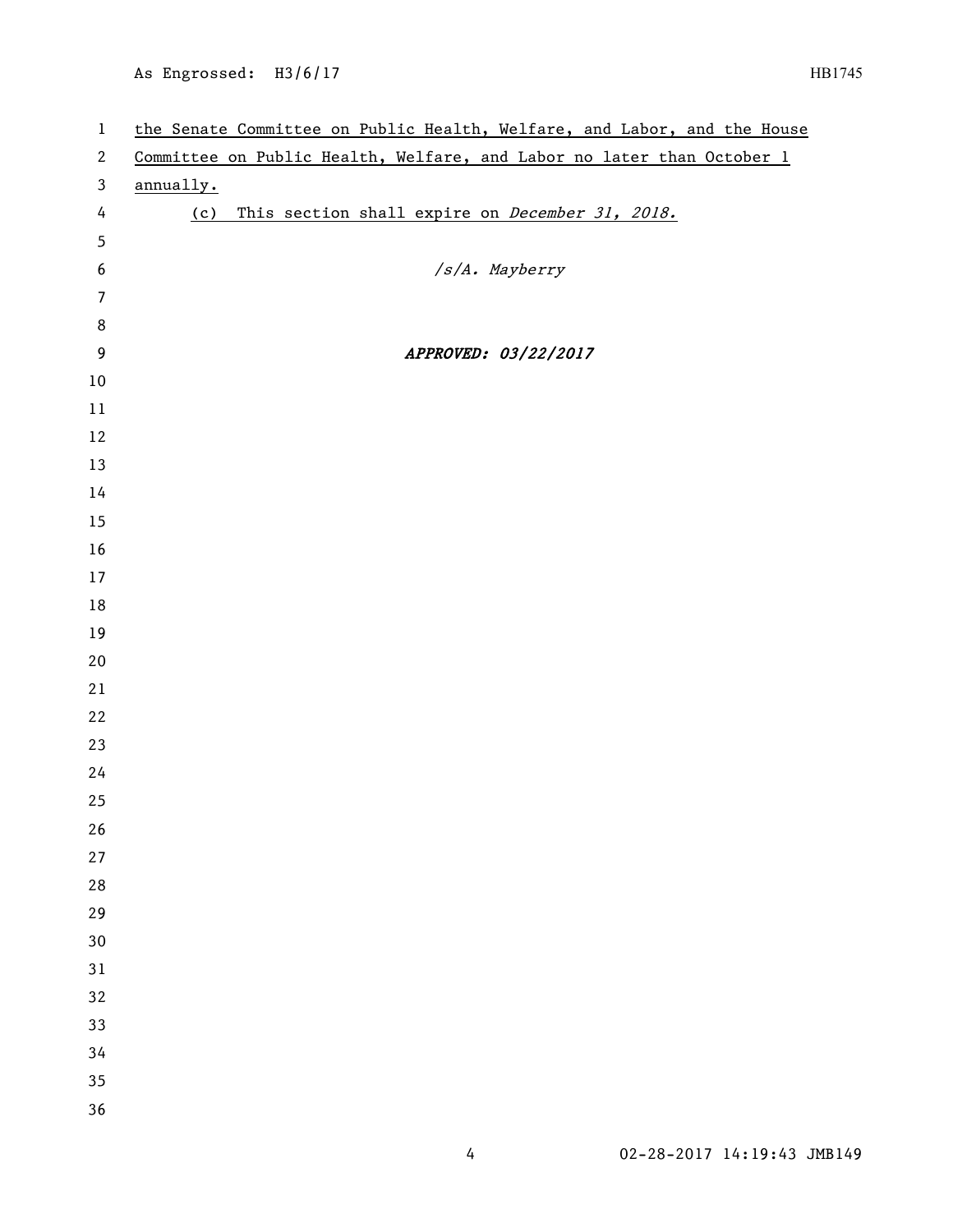the Senate Committee on Public Health, Welfare, and Labor, and the House Committee on Public Health, Welfare, and Labor no later than October 1 annually.

(c) This section shall expire on *December 31, 2018.*

*/s/A. Mayberry*

***APPROVED: 03/22/2017***